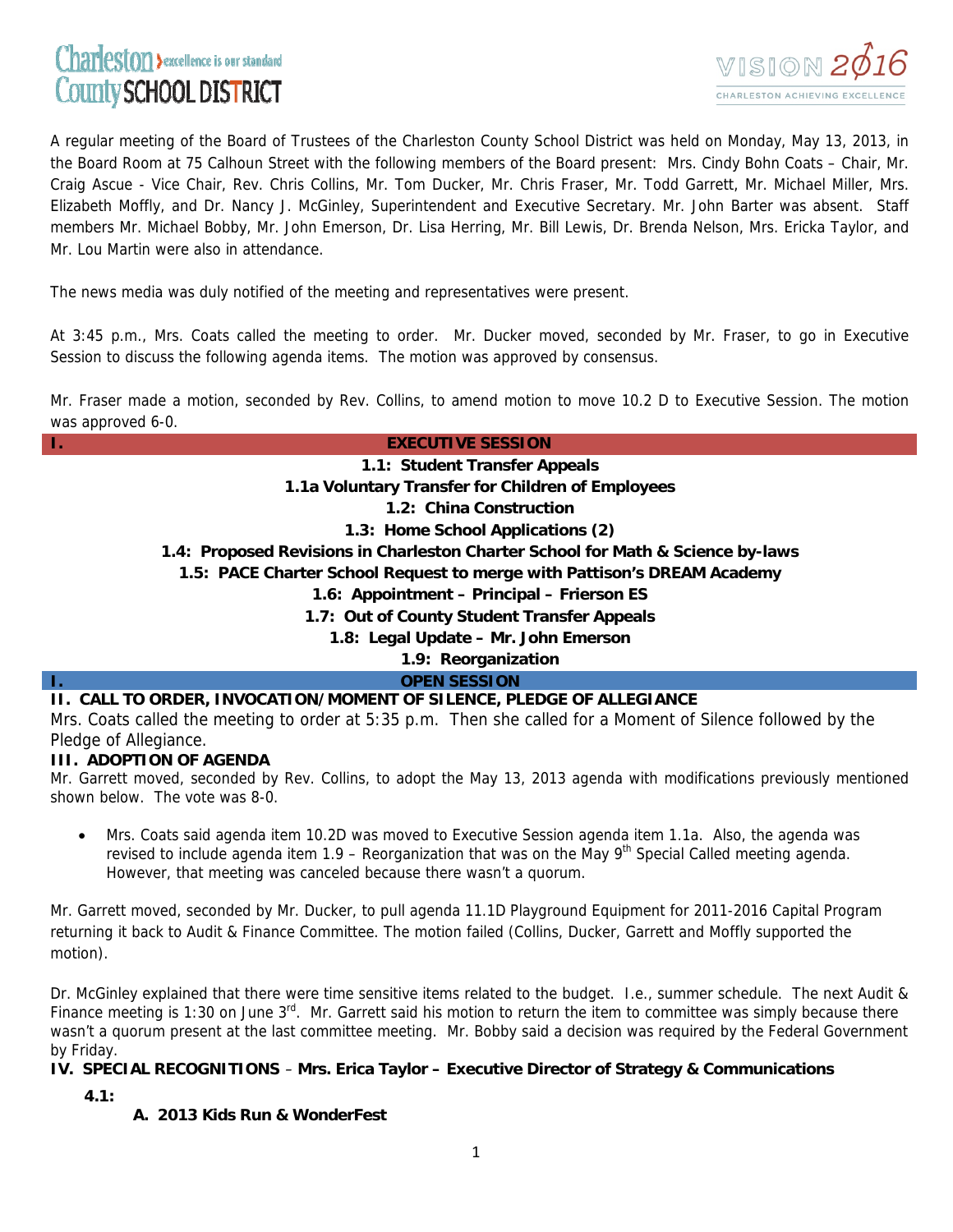Charleston County SCHOOL DISTRICT — excellence is our standard

VISION 2016 — CHARLESTON ACHIEVING EXCELLENCE

A regular meeting of the Board of Trustees of the Charleston County School District was held on Monday, May 13, 2013, in the Board Room at 75 Calhoun Street with the following members of the Board present: Mrs. Cindy Bohn Coats – Chair, Mr. Craig Ascue - Vice Chair, Rev. Chris Collins, Mr. Tom Ducker, Mr. Chris Fraser, Mr. Todd Garrett, Mr. Michael Miller, Mrs. Elizabeth Moffly, and Dr. Nancy J. McGinley, Superintendent and Executive Secretary. Mr. John Barter was absent. Staff members Mr. Michael Bobby, Mr. John Emerson, Dr. Lisa Herring, Mr. Bill Lewis, Dr. Brenda Nelson, Mrs. Ericka Taylor, and Mr. Lou Martin were also in attendance.

The news media was duly notified of the meeting and representatives were present.

At 3:45 p.m., Mrs. Coats called the meeting to order. Mr. Ducker moved, seconded by Mr. Fraser, to go in Executive Session to discuss the following agenda items. The motion was approved by consensus.

Mr. Fraser made a motion, seconded by Rev. Collins, to amend motion to move 10.2 D to Executive Session. The motion was approved 6-0.

## I. EXECUTIVE SESSION

**1.1: Student Transfer Appeals**

**1.1a Voluntary Transfer for Children of Employees**

**1.2: China Construction**

**1.3: Home School Applications (2)**

**1.4: Proposed Revisions in Charleston Charter School for Math & Science by-laws**

**1.5: PACE Charter School Request to merge with Pattison's DREAM Academy**

**1.6: Appointment – Principal – Frierson ES**

**1.7: Out of County Student Transfer Appeals**

**1.8: Legal Update – Mr. John Emerson**

**1.9: Reorganization**

## I. OPEN SESSION

### II. CALL TO ORDER, INVOCATION/MOMENT OF SILENCE, PLEDGE OF ALLEGIANCE

Mrs. Coats called the meeting to order at 5:35 p.m. Then she called for a Moment of Silence followed by the Pledge of Allegiance.

### III. ADOPTION OF AGENDA

Mr. Garrett moved, seconded by Rev. Collins, to adopt the May 13, 2013 agenda with modifications previously mentioned shown below. The vote was 8-0.

- Mrs. Coats said agenda item 10.2D was moved to Executive Session agenda item 1.1a. Also, the agenda was revised to include agenda item 1.9 – Reorganization that was on the May 9th Special Called meeting agenda. However, that meeting was canceled because there wasn't a quorum.

Mr. Garrett moved, seconded by Mr. Ducker, to pull agenda 11.1D Playground Equipment for 2011-2016 Capital Program returning it back to Audit & Finance Committee. The motion failed (Collins, Ducker, Garrett and Moffly supported the motion).

Dr. McGinley explained that there were time sensitive items related to the budget. I.e., summer schedule. The next Audit & Finance meeting is 1:30 on June 3rd. Mr. Garrett said his motion to return the item to committee was simply because there wasn't a quorum present at the last committee meeting. Mr. Bobby said a decision was required by the Federal Government by Friday.

### IV. SPECIAL RECOGNITIONS – Mrs. Erica Taylor – Executive Director of Strategy & Communications

**4.1:**

**A. 2013 Kids Run & WonderFest**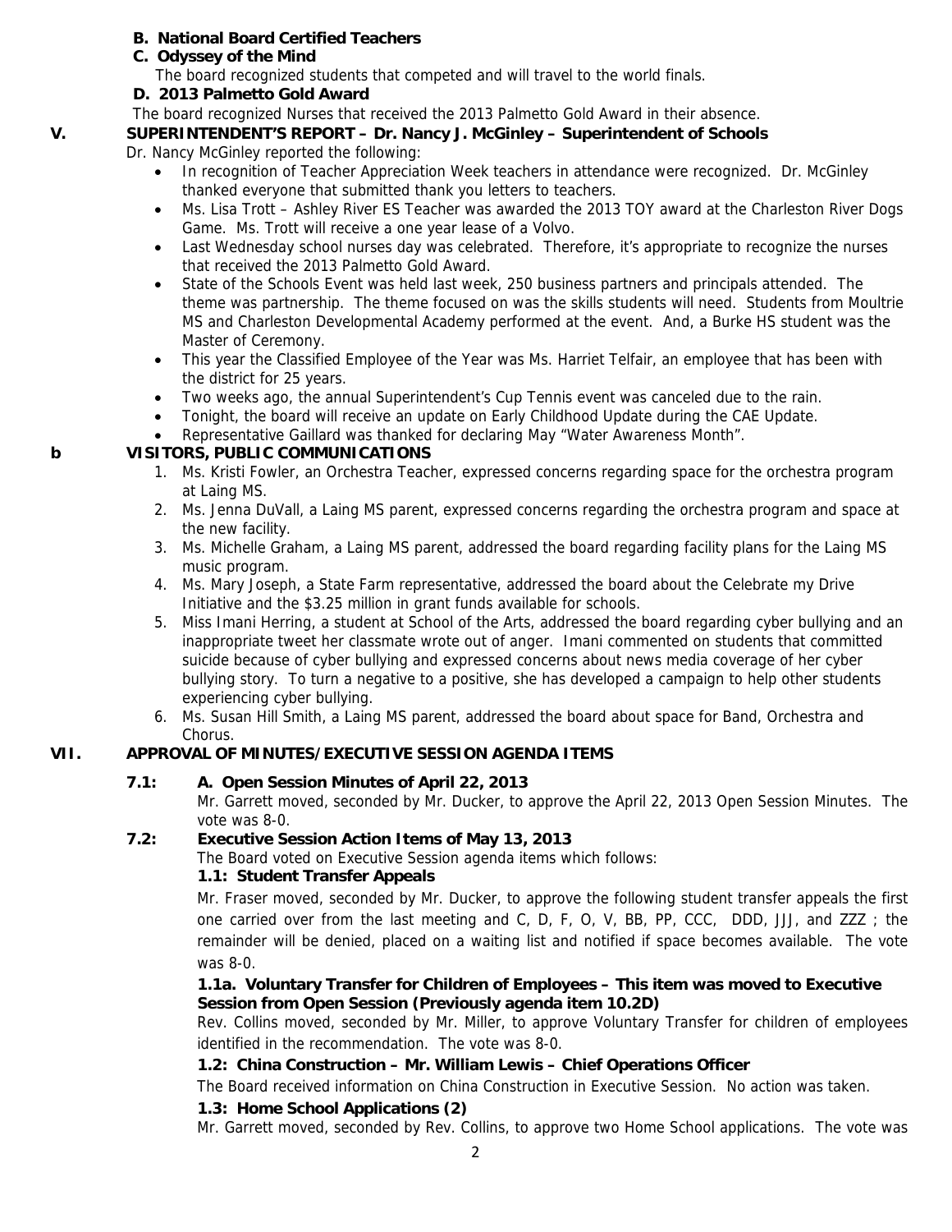**B. National Board Certified Teachers**

**C. Odyssey of the Mind**

The board recognized students that competed and will travel to the world finals.

**D. 2013 Palmetto Gold Award**

The board recognized Nurses that received the 2013 Palmetto Gold Award in their absence.

## V. SUPERINTENDENT'S REPORT – Dr. Nancy J. McGinley – Superintendent of Schools

Dr. Nancy McGinley reported the following:

- In recognition of Teacher Appreciation Week teachers in attendance were recognized. Dr. McGinley thanked everyone that submitted thank you letters to teachers.
- Ms. Lisa Trott – Ashley River ES Teacher was awarded the 2013 TOY award at the Charleston River Dogs Game. Ms. Trott will receive a one year lease of a Volvo.
- Last Wednesday school nurses day was celebrated. Therefore, it's appropriate to recognize the nurses that received the 2013 Palmetto Gold Award.
- State of the Schools Event was held last week, 250 business partners and principals attended. The theme was partnership. The theme focused on was the skills students will need. Students from Moultrie MS and Charleston Developmental Academy performed at the event. And, a Burke HS student was the Master of Ceremony.
- This year the Classified Employee of the Year was Ms. Harriet Telfair, an employee that has been with the district for 25 years.
- Two weeks ago, the annual Superintendent's Cup Tennis event was canceled due to the rain.
- Tonight, the board will receive an update on Early Childhood Update during the CAE Update.
- Representative Gaillard was thanked for declaring May "Water Awareness Month".

## b VISITORS, PUBLIC COMMUNICATIONS

1. Ms. Kristi Fowler, an Orchestra Teacher, expressed concerns regarding space for the orchestra program at Laing MS.
2. Ms. Jenna DuVall, a Laing MS parent, expressed concerns regarding the orchestra program and space at the new facility.
3. Ms. Michelle Graham, a Laing MS parent, addressed the board regarding facility plans for the Laing MS music program.
4. Ms. Mary Joseph, a State Farm representative, addressed the board about the Celebrate my Drive Initiative and the $3.25 million in grant funds available for schools.
5. Miss Imani Herring, a student at School of the Arts, addressed the board regarding cyber bullying and an inappropriate tweet her classmate wrote out of anger. Imani commented on students that committed suicide because of cyber bullying and expressed concerns about news media coverage of her cyber bullying story. To turn a negative to a positive, she has developed a campaign to help other students experiencing cyber bullying.
6. Ms. Susan Hill Smith, a Laing MS parent, addressed the board about space for Band, Orchestra and Chorus.

## VII. APPROVAL OF MINUTES/EXECUTIVE SESSION AGENDA ITEMS

**7.1: A. Open Session Minutes of April 22, 2013**

Mr. Garrett moved, seconded by Mr. Ducker, to approve the April 22, 2013 Open Session Minutes. The vote was 8-0.

**7.2: Executive Session Action Items of May 13, 2013**

The Board voted on Executive Session agenda items which follows:

**1.1: Student Transfer Appeals**

Mr. Fraser moved, seconded by Mr. Ducker, to approve the following student transfer appeals the first one carried over from the last meeting and C, D, F, O, V, BB, PP, CCC, DDD, JJJ, and ZZZ ; the remainder will be denied, placed on a waiting list and notified if space becomes available. The vote was 8-0.

**1.1a. Voluntary Transfer for Children of Employees – This item was moved to Executive Session from Open Session (Previously agenda item 10.2D)**

Rev. Collins moved, seconded by Mr. Miller, to approve Voluntary Transfer for children of employees identified in the recommendation. The vote was 8-0.

**1.2: China Construction – Mr. William Lewis – Chief Operations Officer**

The Board received information on China Construction in Executive Session. No action was taken.

**1.3: Home School Applications (2)**

Mr. Garrett moved, seconded by Rev. Collins, to approve two Home School applications. The vote was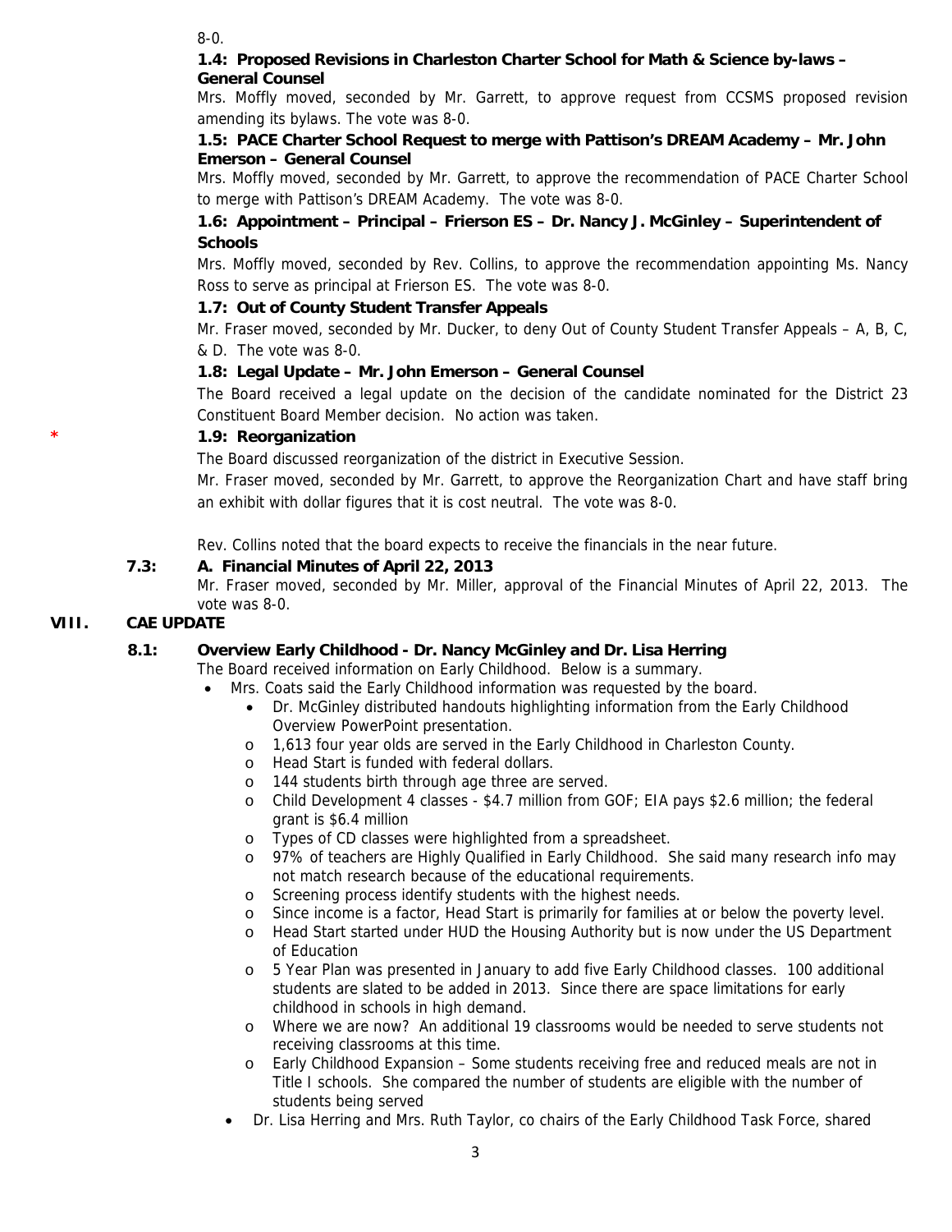8-0.

**1.4: Proposed Revisions in Charleston Charter School for Math & Science by-laws – General Counsel**

Mrs. Moffly moved, seconded by Mr. Garrett, to approve request from CCSMS proposed revision amending its bylaws. The vote was 8-0.

**1.5: PACE Charter School Request to merge with Pattison's DREAM Academy – Mr. John Emerson – General Counsel**

Mrs. Moffly moved, seconded by Mr. Garrett, to approve the recommendation of PACE Charter School to merge with Pattison's DREAM Academy. The vote was 8-0.

**1.6: Appointment – Principal – Frierson ES – Dr. Nancy J. McGinley – Superintendent of Schools**

Mrs. Moffly moved, seconded by Rev. Collins, to approve the recommendation appointing Ms. Nancy Ross to serve as principal at Frierson ES. The vote was 8-0.

**1.7: Out of County Student Transfer Appeals**

Mr. Fraser moved, seconded by Mr. Ducker, to deny Out of County Student Transfer Appeals – A, B, C, & D. The vote was 8-0.

**1.8: Legal Update – Mr. John Emerson – General Counsel**

The Board received a legal update on the decision of the candidate nominated for the District 23 Constituent Board Member decision. No action was taken.

\* **1.9: Reorganization**

The Board discussed reorganization of the district in Executive Session.

Mr. Fraser moved, seconded by Mr. Garrett, to approve the Reorganization Chart and have staff bring an exhibit with dollar figures that it is cost neutral. The vote was 8-0.

Rev. Collins noted that the board expects to receive the financials in the near future.

**7.3: A. Financial Minutes of April 22, 2013**

Mr. Fraser moved, seconded by Mr. Miller, approval of the Financial Minutes of April 22, 2013. The vote was 8-0.

## VIII. CAE UPDATE

**8.1: Overview Early Childhood - Dr. Nancy McGinley and Dr. Lisa Herring**

The Board received information on Early Childhood. Below is a summary.

- Mrs. Coats said the Early Childhood information was requested by the board.
  - Dr. McGinley distributed handouts highlighting information from the Early Childhood Overview PowerPoint presentation.
  - 1,613 four year olds are served in the Early Childhood in Charleston County.
  - Head Start is funded with federal dollars.
  - 144 students birth through age three are served.
  - Child Development 4 classes - $4.7 million from GOF; EIA pays $2.6 million; the federal grant is $6.4 million
  - Types of CD classes were highlighted from a spreadsheet.
  - 97% of teachers are Highly Qualified in Early Childhood. She said many research info may not match research because of the educational requirements.
  - Screening process identify students with the highest needs.
  - Since income is a factor, Head Start is primarily for families at or below the poverty level.
  - Head Start started under HUD the Housing Authority but is now under the US Department of Education
  - 5 Year Plan was presented in January to add five Early Childhood classes. 100 additional students are slated to be added in 2013. Since there are space limitations for early childhood in schools in high demand.
  - Where we are now? An additional 19 classrooms would be needed to serve students not receiving classrooms at this time.
  - Early Childhood Expansion – Some students receiving free and reduced meals are not in Title I schools. She compared the number of students are eligible with the number of students being served
- Dr. Lisa Herring and Mrs. Ruth Taylor, co chairs of the Early Childhood Task Force, shared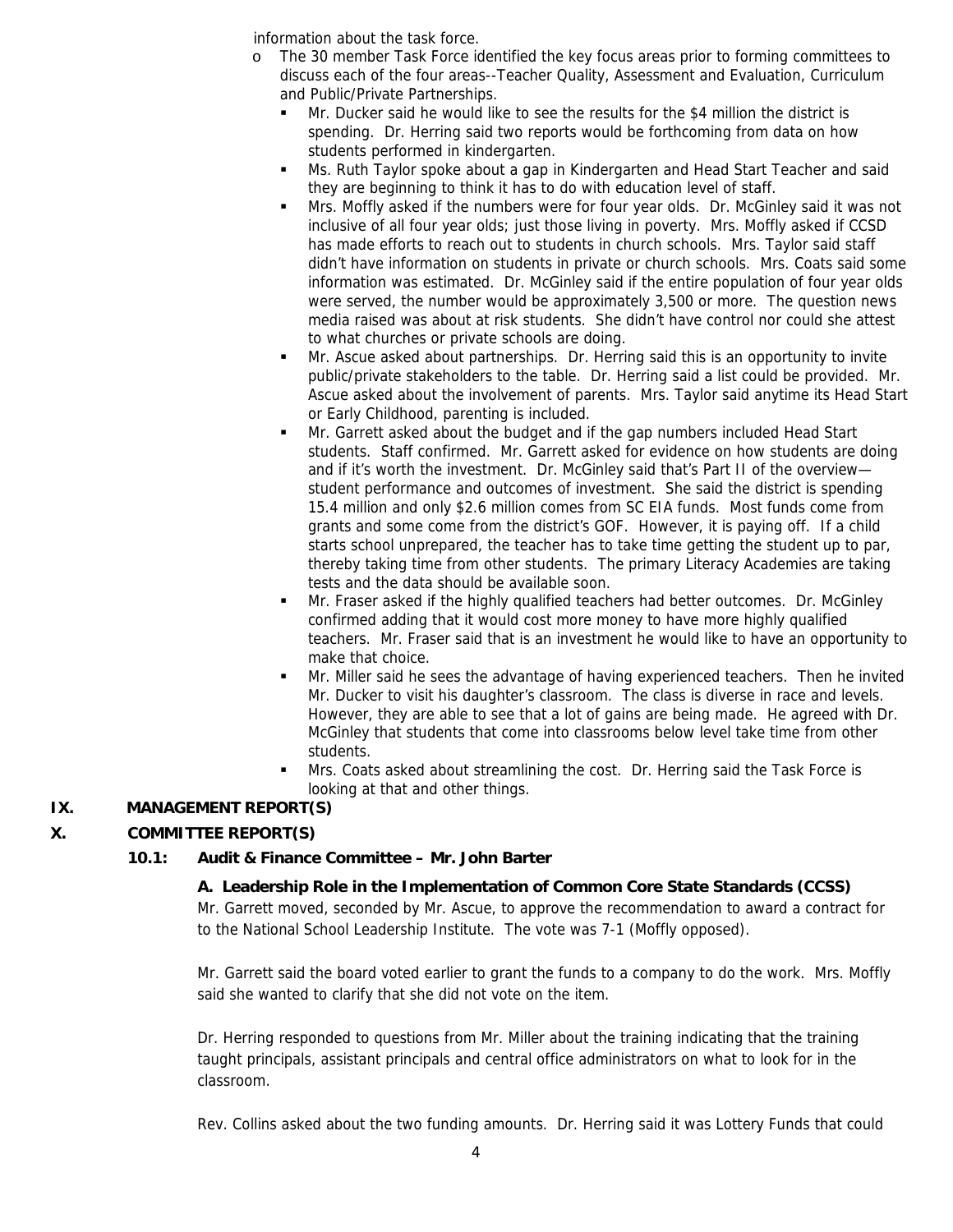information about the task force.

- The 30 member Task Force identified the key focus areas prior to forming committees to discuss each of the four areas--Teacher Quality, Assessment and Evaluation, Curriculum and Public/Private Partnerships.
  - Mr. Ducker said he would like to see the results for the $4 million the district is spending. Dr. Herring said two reports would be forthcoming from data on how students performed in kindergarten.
  - Ms. Ruth Taylor spoke about a gap in Kindergarten and Head Start Teacher and said they are beginning to think it has to do with education level of staff.
  - Mrs. Moffly asked if the numbers were for four year olds. Dr. McGinley said it was not inclusive of all four year olds; just those living in poverty. Mrs. Moffly asked if CCSD has made efforts to reach out to students in church schools. Mrs. Taylor said staff didn't have information on students in private or church schools. Mrs. Coats said some information was estimated. Dr. McGinley said if the entire population of four year olds were served, the number would be approximately 3,500 or more. The question news media raised was about at risk students. She didn't have control nor could she attest to what churches or private schools are doing.
  - Mr. Ascue asked about partnerships. Dr. Herring said this is an opportunity to invite public/private stakeholders to the table. Dr. Herring said a list could be provided. Mr. Ascue asked about the involvement of parents. Mrs. Taylor said anytime its Head Start or Early Childhood, parenting is included.
  - Mr. Garrett asked about the budget and if the gap numbers included Head Start students. Staff confirmed. Mr. Garrett asked for evidence on how students are doing and if it's worth the investment. Dr. McGinley said that's Part II of the overview—student performance and outcomes of investment. She said the district is spending 15.4 million and only $2.6 million comes from SC EIA funds. Most funds come from grants and some come from the district's GOF. However, it is paying off. If a child starts school unprepared, the teacher has to take time getting the student up to par, thereby taking time from other students. The primary Literacy Academies are taking tests and the data should be available soon.
  - Mr. Fraser asked if the highly qualified teachers had better outcomes. Dr. McGinley confirmed adding that it would cost more money to have more highly qualified teachers. Mr. Fraser said that is an investment he would like to have an opportunity to make that choice.
  - Mr. Miller said he sees the advantage of having experienced teachers. Then he invited Mr. Ducker to visit his daughter's classroom. The class is diverse in race and levels. However, they are able to see that a lot of gains are being made. He agreed with Dr. McGinley that students that come into classrooms below level take time from other students.
  - Mrs. Coats asked about streamlining the cost. Dr. Herring said the Task Force is looking at that and other things.

## IX. MANAGEMENT REPORT(S)

## X. COMMITTEE REPORT(S)

### 10.1: Audit & Finance Committee – Mr. John Barter

**A. Leadership Role in the Implementation of Common Core State Standards (CCSS)**

Mr. Garrett moved, seconded by Mr. Ascue, to approve the recommendation to award a contract for to the National School Leadership Institute. The vote was 7-1 (Moffly opposed).

Mr. Garrett said the board voted earlier to grant the funds to a company to do the work. Mrs. Moffly said she wanted to clarify that she did not vote on the item.

Dr. Herring responded to questions from Mr. Miller about the training indicating that the training taught principals, assistant principals and central office administrators on what to look for in the classroom.

Rev. Collins asked about the two funding amounts. Dr. Herring said it was Lottery Funds that could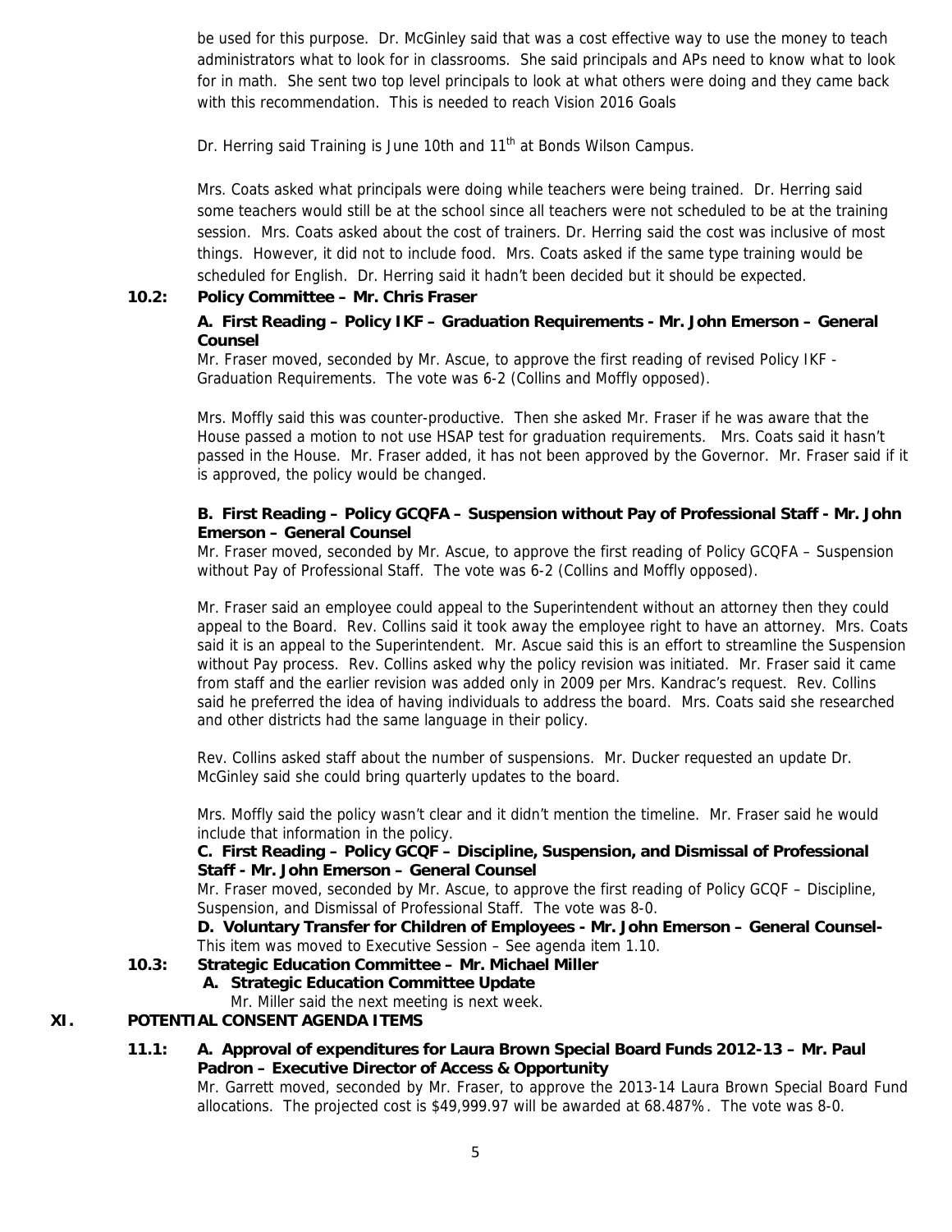be used for this purpose. Dr. McGinley said that was a cost effective way to use the money to teach administrators what to look for in classrooms. She said principals and APs need to know what to look for in math. She sent two top level principals to look at what others were doing and they came back with this recommendation. This is needed to reach Vision 2016 Goals

Dr. Herring said Training is June 10th and 11th at Bonds Wilson Campus.

Mrs. Coats asked what principals were doing while teachers were being trained. Dr. Herring said some teachers would still be at the school since all teachers were not scheduled to be at the training session. Mrs. Coats asked about the cost of trainers. Dr. Herring said the cost was inclusive of most things. However, it did not to include food. Mrs. Coats asked if the same type training would be scheduled for English. Dr. Herring said it hadn't been decided but it should be expected.

**10.2: Policy Committee – Mr. Chris Fraser**

**A. First Reading – Policy IKF – Graduation Requirements - Mr. John Emerson – General Counsel**

Mr. Fraser moved, seconded by Mr. Ascue, to approve the first reading of revised Policy IKF - Graduation Requirements. The vote was 6-2 (Collins and Moffly opposed).

Mrs. Moffly said this was counter-productive. Then she asked Mr. Fraser if he was aware that the House passed a motion to not use HSAP test for graduation requirements. Mrs. Coats said it hasn't passed in the House. Mr. Fraser added, it has not been approved by the Governor. Mr. Fraser said if it is approved, the policy would be changed.

**B. First Reading – Policy GCQFA – Suspension without Pay of Professional Staff - Mr. John Emerson – General Counsel**

Mr. Fraser moved, seconded by Mr. Ascue, to approve the first reading of Policy GCQFA – Suspension without Pay of Professional Staff. The vote was 6-2 (Collins and Moffly opposed).

Mr. Fraser said an employee could appeal to the Superintendent without an attorney then they could appeal to the Board. Rev. Collins said it took away the employee right to have an attorney. Mrs. Coats said it is an appeal to the Superintendent. Mr. Ascue said this is an effort to streamline the Suspension without Pay process. Rev. Collins asked why the policy revision was initiated. Mr. Fraser said it came from staff and the earlier revision was added only in 2009 per Mrs. Kandrac's request. Rev. Collins said he preferred the idea of having individuals to address the board. Mrs. Coats said she researched and other districts had the same language in their policy.

Rev. Collins asked staff about the number of suspensions. Mr. Ducker requested an update Dr. McGinley said she could bring quarterly updates to the board.

Mrs. Moffly said the policy wasn't clear and it didn't mention the timeline. Mr. Fraser said he would include that information in the policy.

**C. First Reading – Policy GCQF – Discipline, Suspension, and Dismissal of Professional Staff - Mr. John Emerson – General Counsel**

Mr. Fraser moved, seconded by Mr. Ascue, to approve the first reading of Policy GCQF – Discipline, Suspension, and Dismissal of Professional Staff. The vote was 8-0.

**D. Voluntary Transfer for Children of Employees - Mr. John Emerson – General Counsel-** This item was moved to Executive Session – See agenda item 1.10.

**10.3: Strategic Education Committee – Mr. Michael Miller**

**A. Strategic Education Committee Update**

Mr. Miller said the next meeting is next week.

## XI. POTENTIAL CONSENT AGENDA ITEMS

**11.1: A. Approval of expenditures for Laura Brown Special Board Funds 2012-13 – Mr. Paul Padron – Executive Director of Access & Opportunity**

Mr. Garrett moved, seconded by Mr. Fraser, to approve the 2013-14 Laura Brown Special Board Fund allocations. The projected cost is $49,999.97 will be awarded at 68.487%. The vote was 8-0.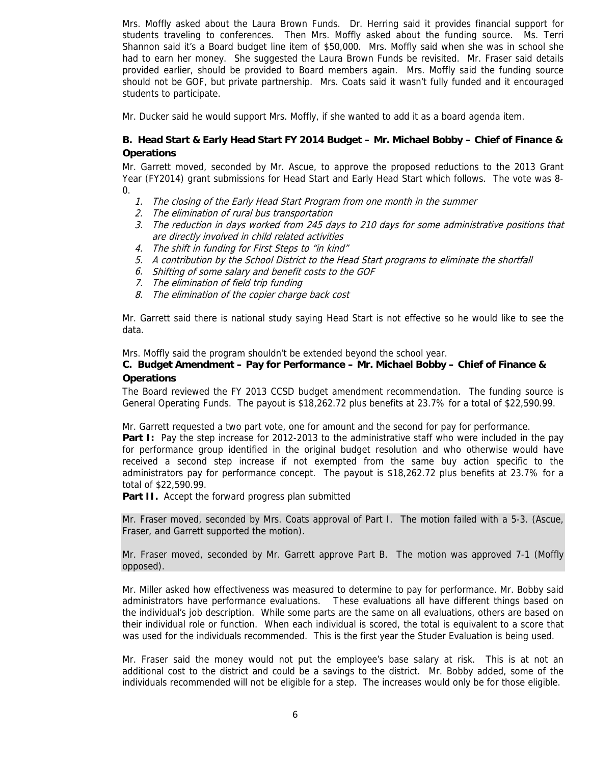Mrs. Moffly asked about the Laura Brown Funds. Dr. Herring said it provides financial support for students traveling to conferences. Then Mrs. Moffly asked about the funding source. Ms. Terri Shannon said it's a Board budget line item of $50,000. Mrs. Moffly said when she was in school she had to earn her money. She suggested the Laura Brown Funds be revisited. Mr. Fraser said details provided earlier, should be provided to Board members again. Mrs. Moffly said the funding source should not be GOF, but private partnership. Mrs. Coats said it wasn't fully funded and it encouraged students to participate.

Mr. Ducker said he would support Mrs. Moffly, if she wanted to add it as a board agenda item.

**B. Head Start & Early Head Start FY 2014 Budget – Mr. Michael Bobby – Chief of Finance & Operations**

Mr. Garrett moved, seconded by Mr. Ascue, to approve the proposed reductions to the 2013 Grant Year (FY2014) grant submissions for Head Start and Early Head Start which follows. The vote was 8-0.

1. *The closing of the Early Head Start Program from one month in the summer*
2. *The elimination of rural bus transportation*
3. *The reduction in days worked from 245 days to 210 days for some administrative positions that are directly involved in child related activities*
4. *The shift in funding for First Steps to "in kind"*
5. *A contribution by the School District to the Head Start programs to eliminate the shortfall*
6. *Shifting of some salary and benefit costs to the GOF*
7. *The elimination of field trip funding*
8. *The elimination of the copier charge back cost*

Mr. Garrett said there is national study saying Head Start is not effective so he would like to see the data.

Mrs. Moffly said the program shouldn't be extended beyond the school year.

**C. Budget Amendment – Pay for Performance – Mr. Michael Bobby – Chief of Finance & Operations**

The Board reviewed the FY 2013 CCSD budget amendment recommendation. The funding source is General Operating Funds. The payout is $18,262.72 plus benefits at 23.7% for a total of $22,590.99.

Mr. Garrett requested a two part vote, one for amount and the second for pay for performance.

**Part I:** Pay the step increase for 2012-2013 to the administrative staff who were included in the pay for performance group identified in the original budget resolution and who otherwise would have received a second step increase if not exempted from the same buy action specific to the administrators pay for performance concept. The payout is $18,262.72 plus benefits at 23.7% for a total of $22,590.99.

**Part II.** Accept the forward progress plan submitted

Mr. Fraser moved, seconded by Mrs. Coats approval of Part I. The motion failed with a 5-3. (Ascue, Fraser, and Garrett supported the motion).

Mr. Fraser moved, seconded by Mr. Garrett approve Part B. The motion was approved 7-1 (Moffly opposed).

Mr. Miller asked how effectiveness was measured to determine to pay for performance. Mr. Bobby said administrators have performance evaluations. These evaluations all have different things based on the individual's job description. While some parts are the same on all evaluations, others are based on their individual role or function. When each individual is scored, the total is equivalent to a score that was used for the individuals recommended. This is the first year the Studer Evaluation is being used.

Mr. Fraser said the money would not put the employee's base salary at risk. This is at not an additional cost to the district and could be a savings to the district. Mr. Bobby added, some of the individuals recommended will not be eligible for a step. The increases would only be for those eligible.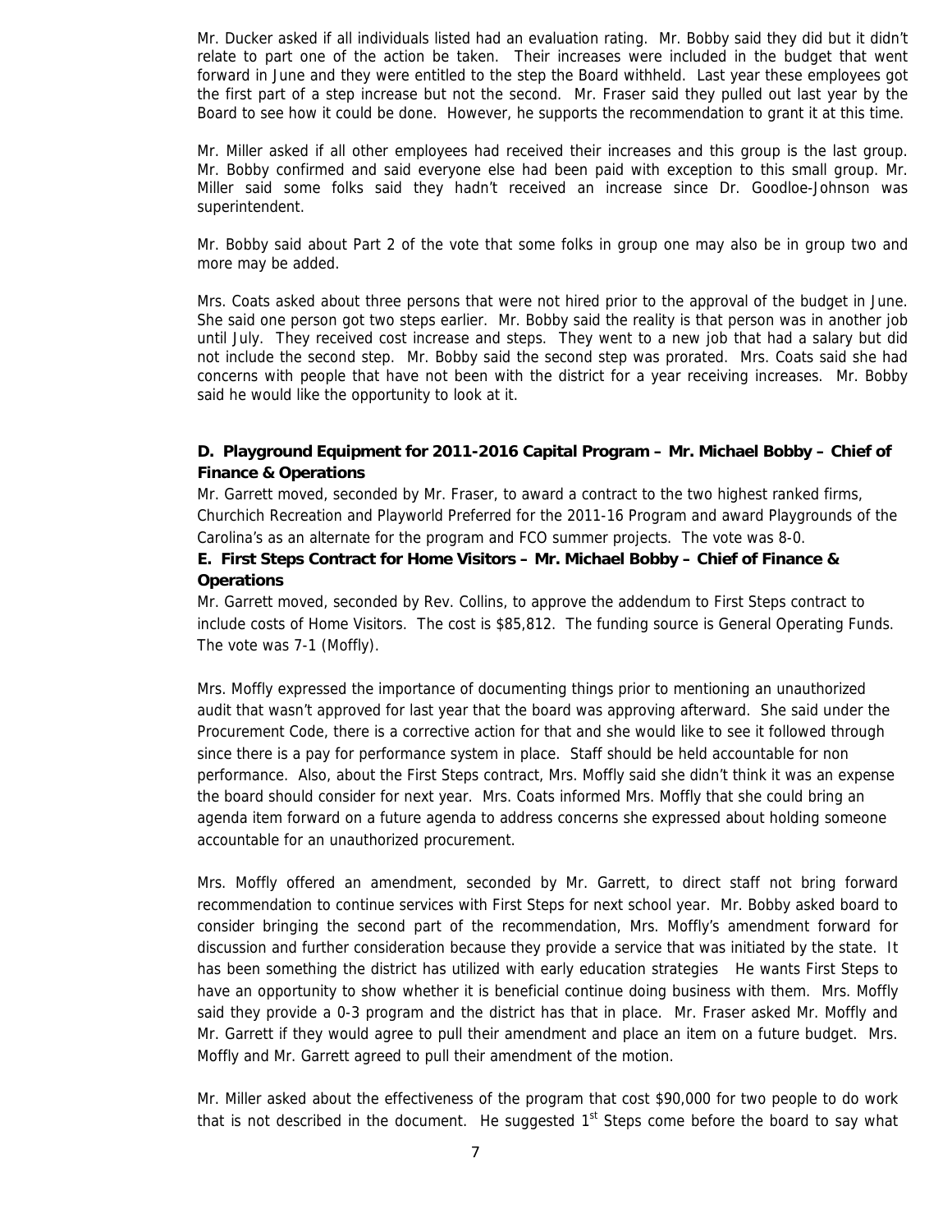Mr. Ducker asked if all individuals listed had an evaluation rating. Mr. Bobby said they did but it didn't relate to part one of the action be taken. Their increases were included in the budget that went forward in June and they were entitled to the step the Board withheld. Last year these employees got the first part of a step increase but not the second. Mr. Fraser said they pulled out last year by the Board to see how it could be done. However, he supports the recommendation to grant it at this time.

Mr. Miller asked if all other employees had received their increases and this group is the last group. Mr. Bobby confirmed and said everyone else had been paid with exception to this small group. Mr. Miller said some folks said they hadn't received an increase since Dr. Goodloe-Johnson was superintendent.

Mr. Bobby said about Part 2 of the vote that some folks in group one may also be in group two and more may be added.

Mrs. Coats asked about three persons that were not hired prior to the approval of the budget in June. She said one person got two steps earlier. Mr. Bobby said the reality is that person was in another job until July. They received cost increase and steps. They went to a new job that had a salary but did not include the second step. Mr. Bobby said the second step was prorated. Mrs. Coats said she had concerns with people that have not been with the district for a year receiving increases. Mr. Bobby said he would like the opportunity to look at it.

**D. Playground Equipment for 2011-2016 Capital Program – Mr. Michael Bobby – Chief of Finance & Operations**

Mr. Garrett moved, seconded by Mr. Fraser, to award a contract to the two highest ranked firms, Churchich Recreation and Playworld Preferred for the 2011-16 Program and award Playgrounds of the Carolina's as an alternate for the program and FCO summer projects. The vote was 8-0.

**E. First Steps Contract for Home Visitors – Mr. Michael Bobby – Chief of Finance & Operations**

Mr. Garrett moved, seconded by Rev. Collins, to approve the addendum to First Steps contract to include costs of Home Visitors. The cost is $85,812. The funding source is General Operating Funds. The vote was 7-1 (Moffly).

Mrs. Moffly expressed the importance of documenting things prior to mentioning an unauthorized audit that wasn't approved for last year that the board was approving afterward. She said under the Procurement Code, there is a corrective action for that and she would like to see it followed through since there is a pay for performance system in place. Staff should be held accountable for non performance. Also, about the First Steps contract, Mrs. Moffly said she didn't think it was an expense the board should consider for next year. Mrs. Coats informed Mrs. Moffly that she could bring an agenda item forward on a future agenda to address concerns she expressed about holding someone accountable for an unauthorized procurement.

Mrs. Moffly offered an amendment, seconded by Mr. Garrett, to direct staff not bring forward recommendation to continue services with First Steps for next school year. Mr. Bobby asked board to consider bringing the second part of the recommendation, Mrs. Moffly's amendment forward for discussion and further consideration because they provide a service that was initiated by the state. It has been something the district has utilized with early education strategies He wants First Steps to have an opportunity to show whether it is beneficial continue doing business with them. Mrs. Moffly said they provide a 0-3 program and the district has that in place. Mr. Fraser asked Mr. Moffly and Mr. Garrett if they would agree to pull their amendment and place an item on a future budget. Mrs. Moffly and Mr. Garrett agreed to pull their amendment of the motion.

Mr. Miller asked about the effectiveness of the program that cost $90,000 for two people to do work that is not described in the document. He suggested 1st Steps come before the board to say what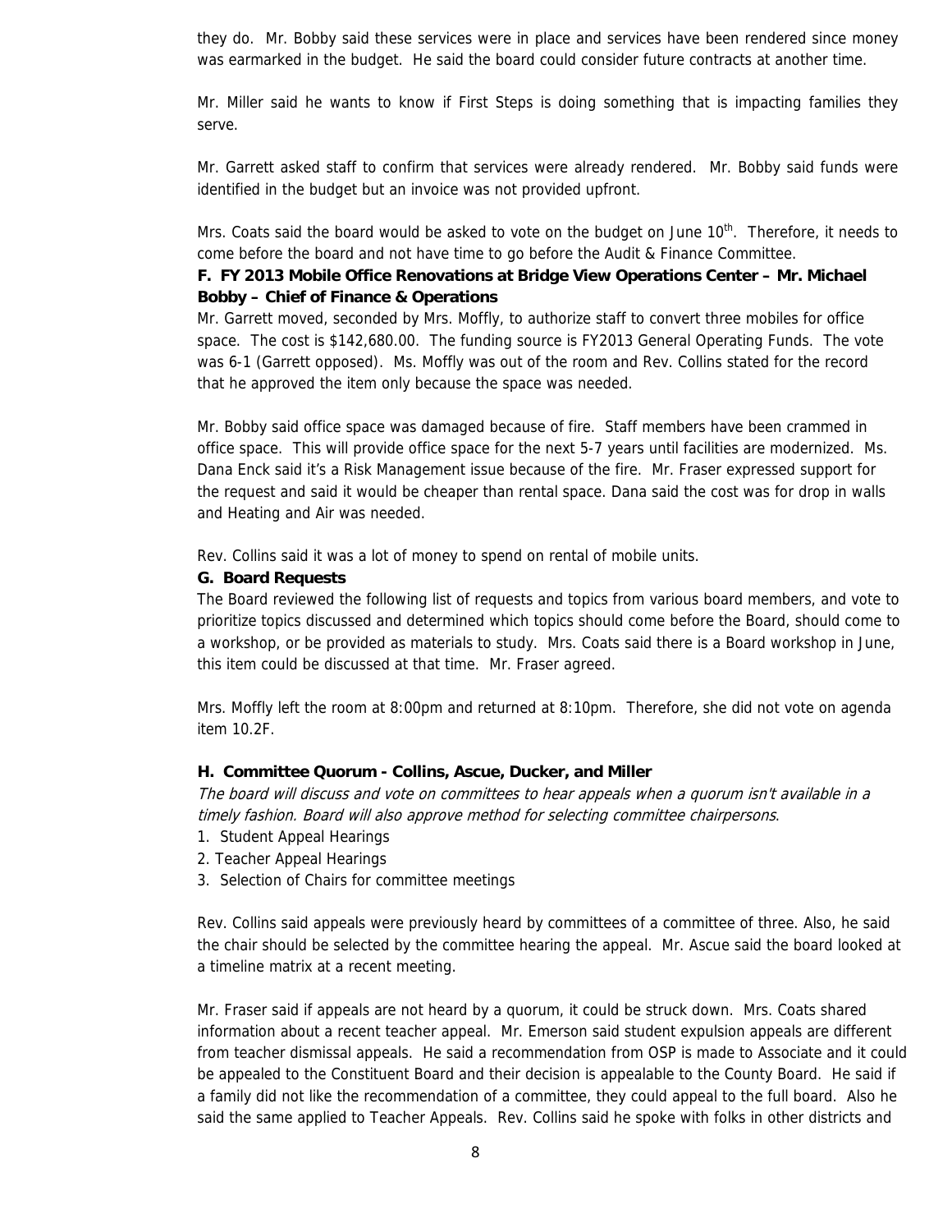they do. Mr. Bobby said these services were in place and services have been rendered since money was earmarked in the budget. He said the board could consider future contracts at another time.

Mr. Miller said he wants to know if First Steps is doing something that is impacting families they serve.

Mr. Garrett asked staff to confirm that services were already rendered. Mr. Bobby said funds were identified in the budget but an invoice was not provided upfront.

Mrs. Coats said the board would be asked to vote on the budget on June 10th. Therefore, it needs to come before the board and not have time to go before the Audit & Finance Committee.

**F. FY 2013 Mobile Office Renovations at Bridge View Operations Center – Mr. Michael Bobby – Chief of Finance & Operations**

Mr. Garrett moved, seconded by Mrs. Moffly, to authorize staff to convert three mobiles for office space. The cost is $142,680.00. The funding source is FY2013 General Operating Funds. The vote was 6-1 (Garrett opposed). Ms. Moffly was out of the room and Rev. Collins stated for the record that he approved the item only because the space was needed.

Mr. Bobby said office space was damaged because of fire. Staff members have been crammed in office space. This will provide office space for the next 5-7 years until facilities are modernized. Ms. Dana Enck said it's a Risk Management issue because of the fire. Mr. Fraser expressed support for the request and said it would be cheaper than rental space. Dana said the cost was for drop in walls and Heating and Air was needed.

Rev. Collins said it was a lot of money to spend on rental of mobile units.

**G. Board Requests**

The Board reviewed the following list of requests and topics from various board members, and vote to prioritize topics discussed and determined which topics should come before the Board, should come to a workshop, or be provided as materials to study. Mrs. Coats said there is a Board workshop in June, this item could be discussed at that time. Mr. Fraser agreed.

Mrs. Moffly left the room at 8:00pm and returned at 8:10pm. Therefore, she did not vote on agenda item 10.2F.

**H. Committee Quorum - Collins, Ascue, Ducker, and Miller**

*The board will discuss and vote on committees to hear appeals when a quorum isn't available in a timely fashion. Board will also approve method for selecting committee chairpersons*.

1. Student Appeal Hearings
2. Teacher Appeal Hearings
3. Selection of Chairs for committee meetings

Rev. Collins said appeals were previously heard by committees of a committee of three. Also, he said the chair should be selected by the committee hearing the appeal. Mr. Ascue said the board looked at a timeline matrix at a recent meeting.

Mr. Fraser said if appeals are not heard by a quorum, it could be struck down. Mrs. Coats shared information about a recent teacher appeal. Mr. Emerson said student expulsion appeals are different from teacher dismissal appeals. He said a recommendation from OSP is made to Associate and it could be appealed to the Constituent Board and their decision is appealable to the County Board. He said if a family did not like the recommendation of a committee, they could appeal to the full board. Also he said the same applied to Teacher Appeals. Rev. Collins said he spoke with folks in other districts and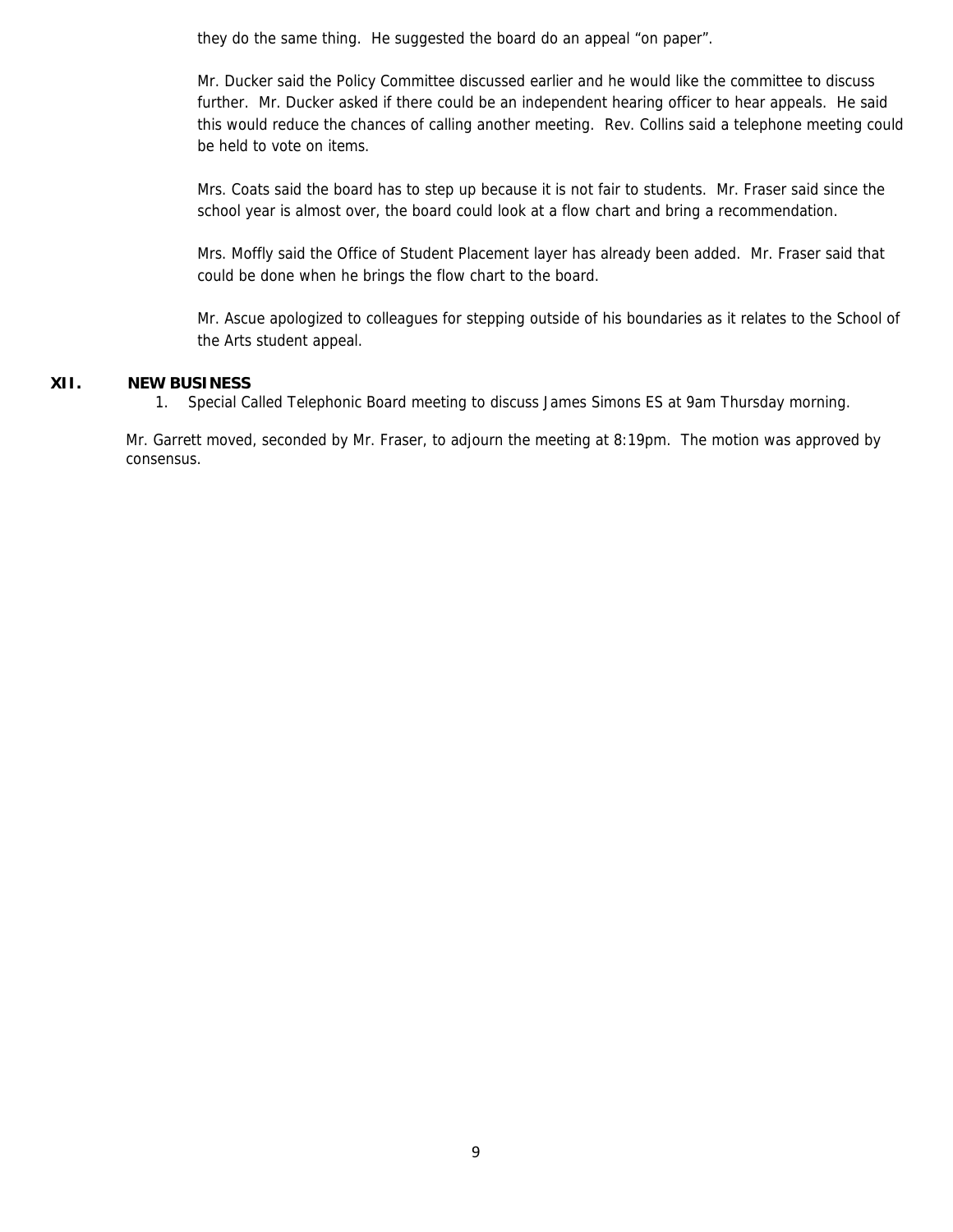they do the same thing. He suggested the board do an appeal "on paper".

Mr. Ducker said the Policy Committee discussed earlier and he would like the committee to discuss further. Mr. Ducker asked if there could be an independent hearing officer to hear appeals. He said this would reduce the chances of calling another meeting. Rev. Collins said a telephone meeting could be held to vote on items.

Mrs. Coats said the board has to step up because it is not fair to students. Mr. Fraser said since the school year is almost over, the board could look at a flow chart and bring a recommendation.

Mrs. Moffly said the Office of Student Placement layer has already been added. Mr. Fraser said that could be done when he brings the flow chart to the board.

Mr. Ascue apologized to colleagues for stepping outside of his boundaries as it relates to the School of the Arts student appeal.

## XII. NEW BUSINESS

1. Special Called Telephonic Board meeting to discuss James Simons ES at 9am Thursday morning.

Mr. Garrett moved, seconded by Mr. Fraser, to adjourn the meeting at 8:19pm. The motion was approved by consensus.